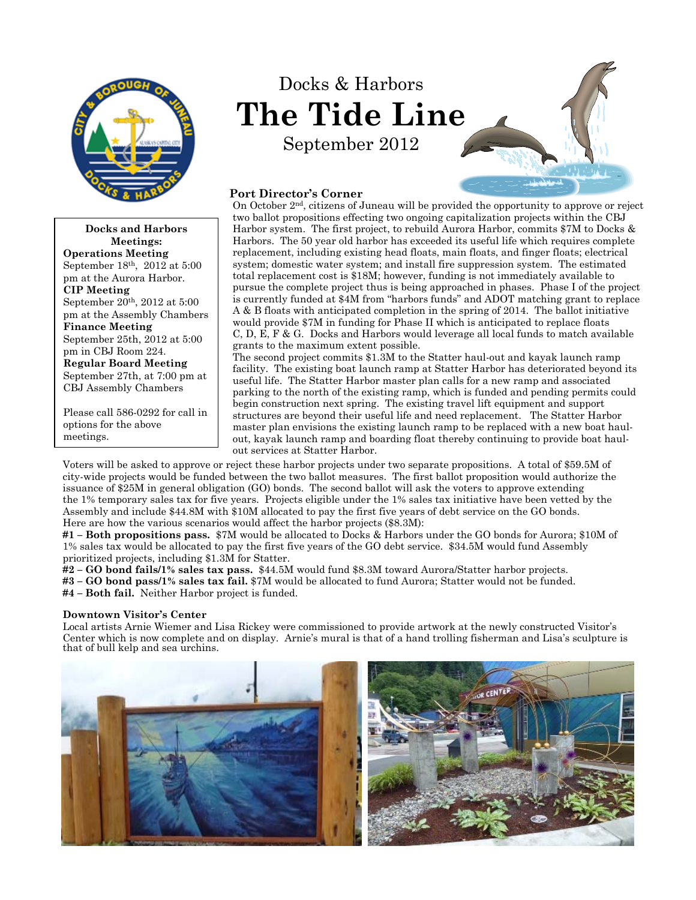# Docks & Harbors

# The Tide Line

September 2012

**Docks and Harbors Meetings:**

**Operations Meeting**
September 18th, 2012 at 5:00 pm at the Aurora Harbor.

**CIP Meeting**
September 20th, 2012 at 5:00 pm at the Assembly Chambers

**Finance Meeting**
September 25th, 2012 at 5:00 pm in CBJ Room 224.

**Regular Board Meeting**
September 27th, at 7:00 pm at CBJ Assembly Chambers

Please call 586-0292 for call in options for the above meetings.

### Port Director's Corner

On October 2nd, citizens of Juneau will be provided the opportunity to approve or reject two ballot propositions effecting two ongoing capitalization projects within the CBJ Harbor system. The first project, to rebuild Aurora Harbor, commits $7M to Docks & Harbors. The 50 year old harbor has exceeded its useful life which requires complete replacement, including existing head floats, main floats, and finger floats; electrical system; domestic water system; and install fire suppression system. The estimated total replacement cost is $18M; however, funding is not immediately available to pursue the complete project thus is being approached in phases. Phase I of the project is currently funded at $4M from "harbors funds" and ADOT matching grant to replace A & B floats with anticipated completion in the spring of 2014. The ballot initiative would provide $7M in funding for Phase II which is anticipated to replace floats C, D, E, F & G. Docks and Harbors would leverage all local funds to match available grants to the maximum extent possible.

The second project commits $1.3M to the Statter haul-out and kayak launch ramp facility. The existing boat launch ramp at Statter Harbor has deteriorated beyond its useful life. The Statter Harbor master plan calls for a new ramp and associated parking to the north of the existing ramp, which is funded and pending permits could begin construction next spring. The existing travel lift equipment and support structures are beyond their useful life and need replacement. The Statter Harbor master plan envisions the existing launch ramp to be replaced with a new boat haul-out, kayak launch ramp and boarding float thereby continuing to provide boat haul-out services at Statter Harbor.

Voters will be asked to approve or reject these harbor projects under two separate propositions. A total of $59.5M of city-wide projects would be funded between the two ballot measures. The first ballot proposition would authorize the issuance of $25M in general obligation (GO) bonds. The second ballot will ask the voters to approve extending the 1% temporary sales tax for five years. Projects eligible under the 1% sales tax initiative have been vetted by the Assembly and include $44.8M with $10M allocated to pay the first five years of debt service on the GO bonds. Here are how the various scenarios would affect the harbor projects ($8.3M):

**#1 – Both propositions pass.** $7M would be allocated to Docks & Harbors under the GO bonds for Aurora; $10M of 1% sales tax would be allocated to pay the first five years of the GO debt service. $34.5M would fund Assembly prioritized projects, including $1.3M for Statter.

**#2 – GO bond fails/1% sales tax pass.** $44.5M would fund $8.3M toward Aurora/Statter harbor projects.

**#3 – GO bond pass/1% sales tax fail.** $7M would be allocated to fund Aurora; Statter would not be funded.

**#4 – Both fail.** Neither Harbor project is funded.

### Downtown Visitor's Center

Local artists Arnie Wiemer and Lisa Rickey were commissioned to provide artwork at the newly constructed Visitor's Center which is now complete and on display. Arnie's mural is that of a hand trolling fisherman and Lisa's sculpture is that of bull kelp and sea urchins.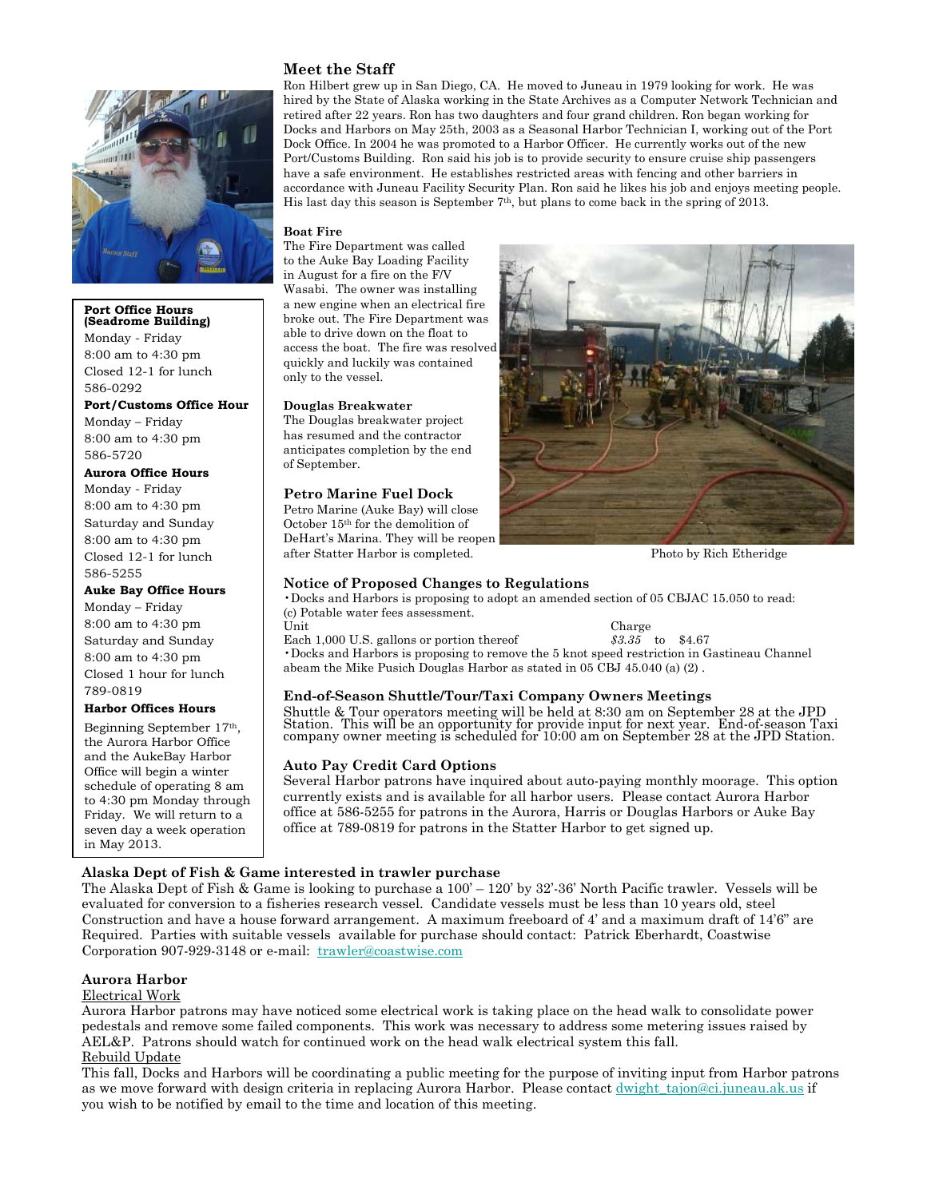## Meet the Staff

Ron Hilbert grew up in San Diego, CA. He moved to Juneau in 1979 looking for work. He was hired by the State of Alaska working in the State Archives as a Computer Network Technician and retired after 22 years. Ron has two daughters and four grand children. Ron began working for Docks and Harbors on May 25th, 2003 as a Seasonal Harbor Technician I, working out of the Port Dock Office. In 2004 he was promoted to a Harbor Officer. He currently works out of the new Port/Customs Building. Ron said his job is to provide security to ensure cruise ship passengers have a safe environment. He establishes restricted areas with fencing and other barriers in accordance with Juneau Facility Security Plan. Ron said he likes his job and enjoys meeting people. His last day this season is September 7th, but plans to come back in the spring of 2013.

**Port Office Hours (Seadrome Building)**
Monday - Friday
8:00 am to 4:30 pm
Closed 12-1 for lunch
586-0292

**Port/Customs Office Hour**
Monday – Friday
8:00 am to 4:30 pm
586-5720

**Aurora Office Hours**
Monday - Friday
8:00 am to 4:30 pm
Saturday and Sunday
8:00 am to 4:30 pm
Closed 12-1 for lunch
586-5255

**Auke Bay Office Hours**
Monday – Friday
8:00 am to 4:30 pm
Saturday and Sunday
8:00 am to 4:30 pm
Closed 1 hour for lunch
789-0819

**Harbor Offices Hours**

Beginning September 17th, the Aurora Harbor Office and the AukeBay Harbor Office will begin a winter schedule of operating 8 am to 4:30 pm Monday through Friday. We will return to a seven day a week operation in May 2013.

### Boat Fire

The Fire Department was called to the Auke Bay Loading Facility in August for a fire on the F/V Wasabi. The owner was installing a new engine when an electrical fire broke out. The Fire Department was able to drive down on the float to access the boat. The fire was resolved quickly and luckily was contained only to the vessel.

### Douglas Breakwater

The Douglas breakwater project has resumed and the contractor anticipates completion by the end of September.

### Petro Marine Fuel Dock

Petro Marine (Auke Bay) will close October 15th for the demolition of DeHart's Marina. They will be reopen after Statter Harbor is completed.

Photo by Rich Etheridge

### Notice of Proposed Changes to Regulations

- Docks and Harbors is proposing to adopt an amended section of 05 CBJAC 15.050 to read:
(c) Potable water fees assessment.

| Unit | Charge |
|---|---|
| Each 1,000 U.S. gallons or portion thereof | *$3.35* to $4.67 |

- Docks and Harbors is proposing to remove the 5 knot speed restriction in Gastineau Channel abeam the Mike Pusich Douglas Harbor as stated in 05 CBJ 45.040 (a) (2) .

### End-of-Season Shuttle/Tour/Taxi Company Owners Meetings

Shuttle & Tour operators meeting will be held at 8:30 am on September 28 at the JPD Station. This will be an opportunity for provide input for next year. End-of-season Taxi company owner meeting is scheduled for 10:00 am on September 28 at the JPD Station.

### Auto Pay Credit Card Options

Several Harbor patrons have inquired about auto-paying monthly moorage. This option currently exists and is available for all harbor users. Please contact Aurora Harbor office at 586-5255 for patrons in the Aurora, Harris or Douglas Harbors or Auke Bay office at 789-0819 for patrons in the Statter Harbor to get signed up.

### Alaska Dept of Fish & Game interested in trawler purchase

The Alaska Dept of Fish & Game is looking to purchase a 100' – 120' by 32'-36' North Pacific trawler. Vessels will be evaluated for conversion to a fisheries research vessel. Candidate vessels must be less than 10 years old, steel Construction and have a house forward arrangement. A maximum freeboard of 4' and a maximum draft of 14'6" are Required. Parties with suitable vessels available for purchase should contact: Patrick Eberhardt, Coastwise Corporation 907-929-3148 or e-mail: trawler@coastwise.com

### Aurora Harbor

Electrical Work

Aurora Harbor patrons may have noticed some electrical work is taking place on the head walk to consolidate power pedestals and remove some failed components. This work was necessary to address some metering issues raised by AEL&P. Patrons should watch for continued work on the head walk electrical system this fall.

Rebuild Update

This fall, Docks and Harbors will be coordinating a public meeting for the purpose of inviting input from Harbor patrons as we move forward with design criteria in replacing Aurora Harbor. Please contact dwight_tajon@ci.juneau.ak.us if you wish to be notified by email to the time and location of this meeting.